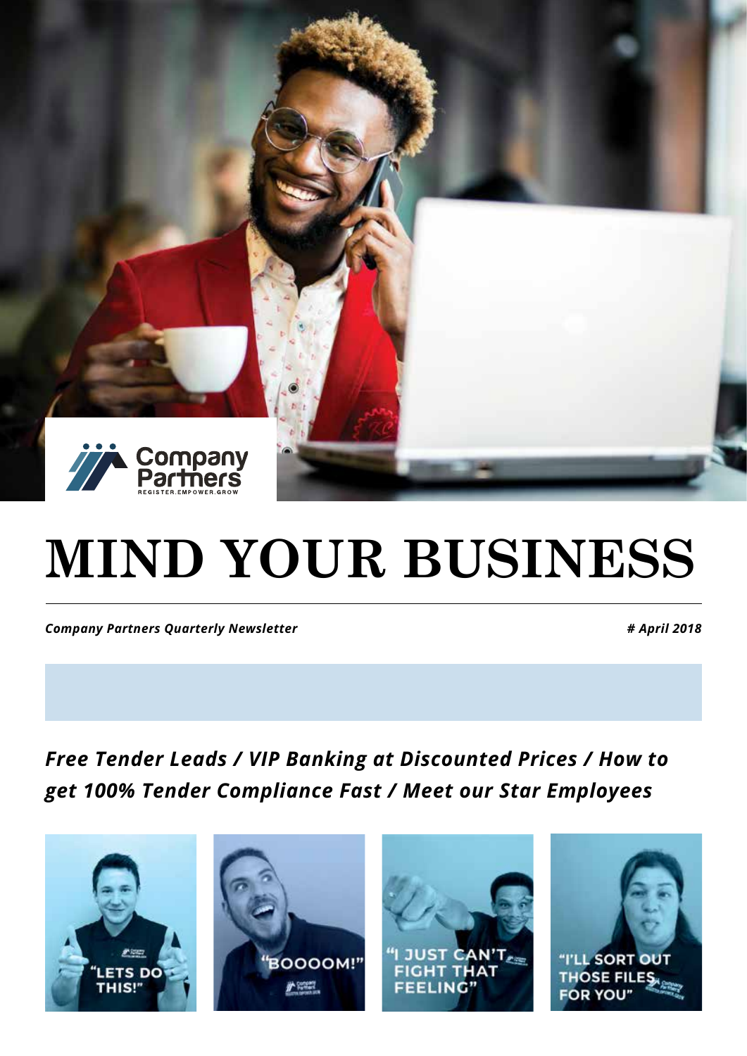# MIND YOUR BUSINESS

*Company Partners Quarterly Newsletter* *# April 2018*

***Free Tender Leads / VIP Banking at Discounted Prices / How to get 100% Tender Compliance Fast / Meet our Star Employees***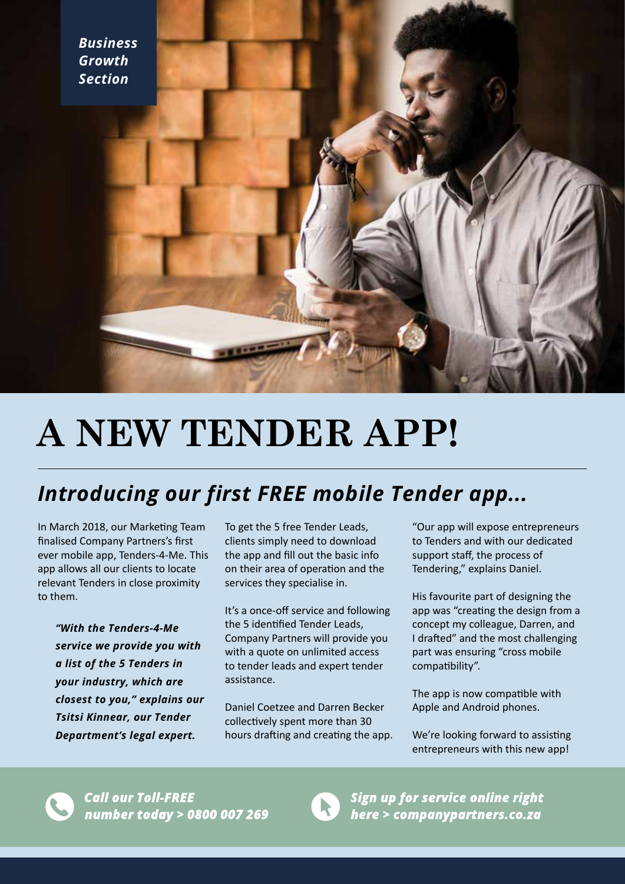*Business Growth Section*

# A NEW TENDER APP!

## *Introducing our first FREE mobile Tender app...*

In March 2018, our Marketing Team finalised Company Partners's first ever mobile app, Tenders-4-Me. This app allows all our clients to locate relevant Tenders in close proximity to them.

> ***"With the Tenders-4-Me service we provide you with a list of the 5 Tenders in your industry, which are closest to you," explains our Tsitsi Kinnear, our Tender Department's legal expert.***

To get the 5 free Tender Leads, clients simply need to download the app and fill out the basic info on their area of operation and the services they specialise in.

It's a once-off service and following the 5 identified Tender Leads, Company Partners will provide you with a quote on unlimited access to tender leads and expert tender assistance.

Daniel Coetzee and Darren Becker collectively spent more than 30 hours drafting and creating the app.

"Our app will expose entrepreneurs to Tenders and with our dedicated support staff, the process of Tendering," explains Daniel.

His favourite part of designing the app was "creating the design from a concept my colleague, Darren, and I drafted" and the most challenging part was ensuring "cross mobile compatibility".

The app is now compatible with Apple and Android phones.

We're looking forward to assisting entrepreneurs with this new app!

***Call our Toll-FREE number today > 0800 007 269***

***Sign up for service online right here > companypartners.co.za***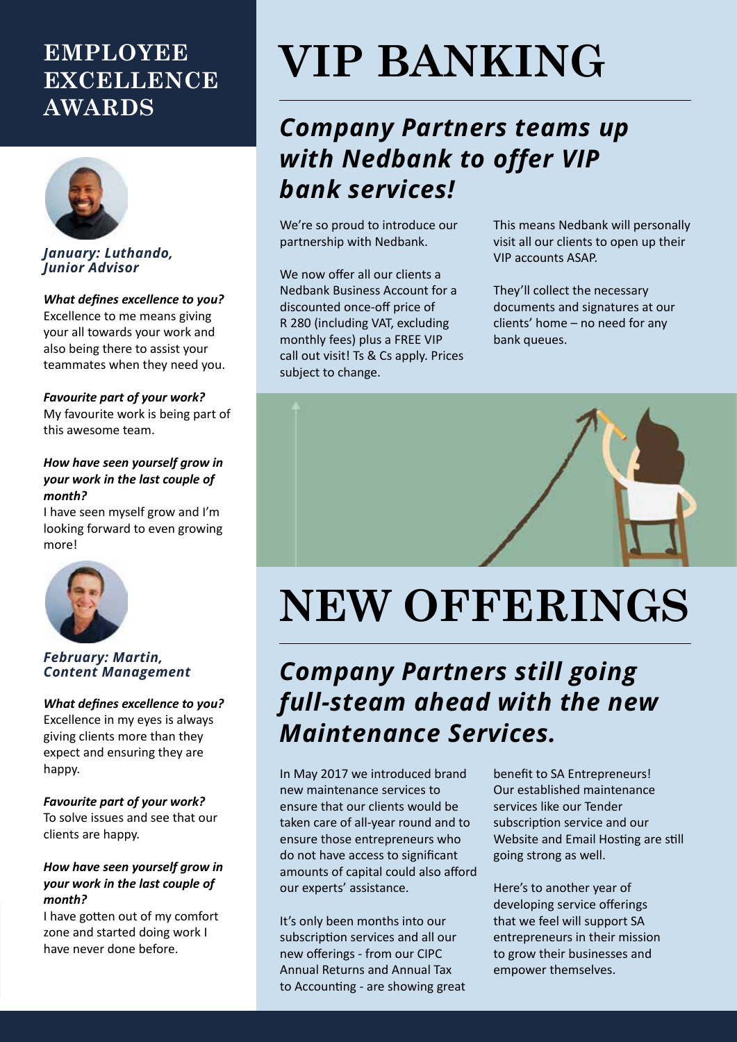# EMPLOYEE EXCELLENCE AWARDS

***January: Luthando, Junior Advisor***

***What defines excellence to you?***
Excellence to me means giving your all towards your work and also being there to assist your teammates when they need you.

***Favourite part of your work?***
My favourite work is being part of this awesome team.

***How have seen yourself grow in your work in the last couple of month?***
I have seen myself grow and I'm looking forward to even growing more!

***February: Martin, Content Management***

***What defines excellence to you?***
Excellence in my eyes is always giving clients more than they expect and ensuring they are happy.

***Favourite part of your work?***
To solve issues and see that our clients are happy.

***How have seen yourself grow in your work in the last couple of month?***
I have gotten out of my comfort zone and started doing work I have never done before.

# VIP BANKING

## *Company Partners teams up with Nedbank to offer VIP bank services!*

We're so proud to introduce our partnership with Nedbank.

We now offer all our clients a Nedbank Business Account for a discounted once-off price of R 280 (including VAT, excluding monthly fees) plus a FREE VIP call out visit! Ts & Cs apply. Prices subject to change.

This means Nedbank will personally visit all our clients to open up their VIP accounts ASAP.

They'll collect the necessary documents and signatures at our clients' home – no need for any bank queues.

# NEW OFFERINGS

## *Company Partners still going full-steam ahead with the new Maintenance Services.*

In May 2017 we introduced brand new maintenance services to ensure that our clients would be taken care of all-year round and to ensure those entrepreneurs who do not have access to significant amounts of capital could also afford our experts' assistance.

It's only been months into our subscription services and all our new offerings - from our CIPC Annual Returns and Annual Tax to Accounting - are showing great benefit to SA Entrepreneurs! Our established maintenance services like our Tender subscription service and our Website and Email Hosting are still going strong as well.

Here's to another year of developing service offerings that we feel will support SA entrepreneurs in their mission to grow their businesses and empower themselves.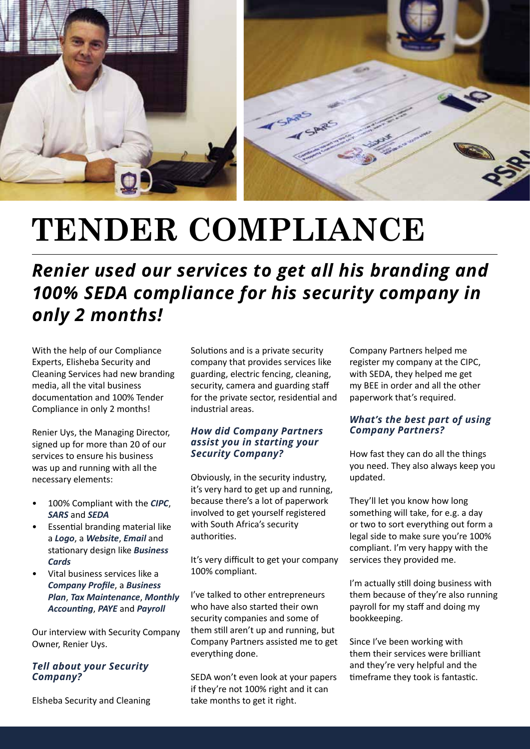# TENDER COMPLIANCE

## *Renier used our services to get all his branding and 100% SEDA compliance for his security company in only 2 months!*

With the help of our Compliance Experts, Elisheba Security and Cleaning Services had new branding media, all the vital business documentation and 100% Tender Compliance in only 2 months!

Renier Uys, the Managing Director, signed up for more than 20 of our services to ensure his business was up and running with all the necessary elements:

- 100% Compliant with the ***CIPC***, ***SARS*** and ***SEDA***
- Essential branding material like a ***Logo***, a ***Website***, ***Email*** and stationary design like ***Business Cards***
- Vital business services like a ***Company Profile***, a ***Business Plan***, ***Tax Maintenance***, ***Monthly Accounting***, ***PAYE*** and ***Payroll***

Our interview with Security Company Owner, Renier Uys.

### *Tell about your Security Company?*

Elsheba Security and Cleaning Solutions and is a private security company that provides services like guarding, electric fencing, cleaning, security, camera and guarding staff for the private sector, residential and industrial areas.

### *How did Company Partners assist you in starting your Security Company?*

Obviously, in the security industry, it's very hard to get up and running, because there's a lot of paperwork involved to get yourself registered with South Africa's security authorities.

It's very difficult to get your company 100% compliant.

I've talked to other entrepreneurs who have also started their own security companies and some of them still aren't up and running, but Company Partners assisted me to get everything done.

SEDA won't even look at your papers if they're not 100% right and it can take months to get it right.

Company Partners helped me register my company at the CIPC, with SEDA, they helped me get my BEE in order and all the other paperwork that's required.

### *What's the best part of using Company Partners?*

How fast they can do all the things you need. They also always keep you updated.

They'll let you know how long something will take, for e.g. a day or two to sort everything out form a legal side to make sure you're 100% compliant. I'm very happy with the services they provided me.

I'm actually still doing business with them because of they're also running payroll for my staff and doing my bookkeeping.

Since I've been working with them their services were brilliant and they're very helpful and the timeframe they took is fantastic.